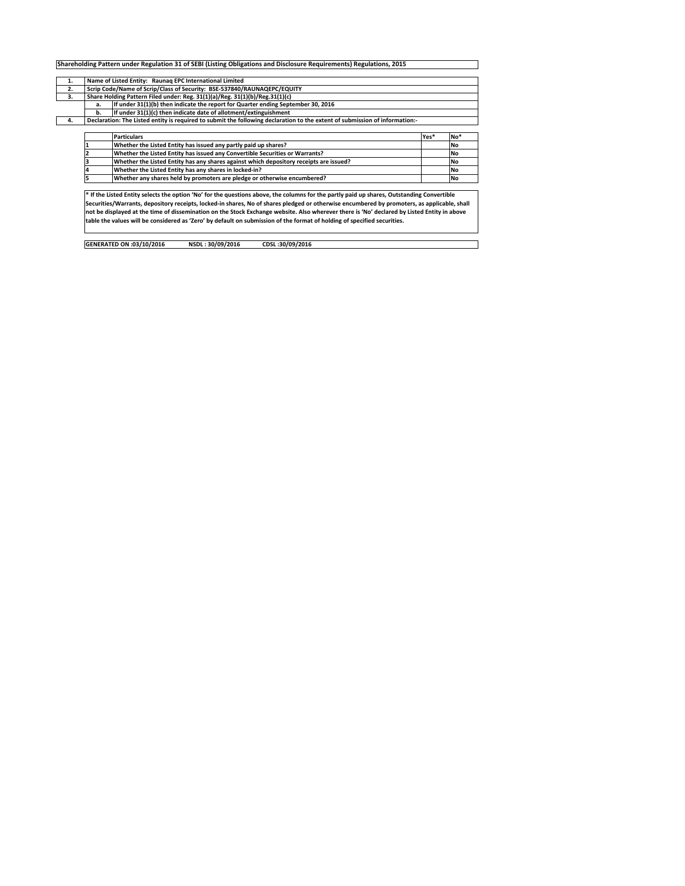**Shareholding Pattern under Regulation 31 of SEBI (Listing Obligations and Disclosure Requirements) Regulations, 2015**

| | | |
|---|---|---|
| 1. | Name of Listed Entity: Raunaq EPC International Limited | |
| 2. | Scrip Code/Name of Scrip/Class of Security: BSE-537840/RAUNAQEPC/EQUITY | |
| 3. | Share Holding Pattern Filed under: Reg. 31(1)(a)/Reg. 31(1)(b)/Reg.31(1)(c) | |
| | a. | If under 31(1)(b) then indicate the report for Quarter ending September 30, 2016 |
| | b. | If under 31(1)(c) then indicate date of allotment/extinguishment |
| 4. | Declaration: The Listed entity is required to submit the following declaration to the extent of submission of information:- | |

| | Particulars | Yes* | No* |
|---|---|---|---|
| 1 | Whether the Listed Entity has issued any partly paid up shares? | | No |
| 2 | Whether the Listed Entity has issued any Convertible Securities or Warrants? | | No |
| 3 | Whether the Listed Entity has any shares against which depository receipts are issued? | | No |
| 4 | Whether the Listed Entity has any shares in locked-in? | | No |
| 5 | Whether any shares held by promoters are pledge or otherwise encumbered? | | No |

* If the Listed Entity selects the option 'No' for the questions above, the columns for the partly paid up shares, Outstanding Convertible Securities/Warrants, depository receipts, locked-in shares, No of shares pledged or otherwise encumbered by promoters, as applicable, shall not be displayed at the time of dissemination on the Stock Exchange website. Also wherever there is 'No' declared by Listed Entity in above table the values will be considered as 'Zero' by default on submission of the format of holding of specified securities.

**GENERATED ON :03/10/2016 NSDL : 30/09/2016 CDSL :30/09/2016**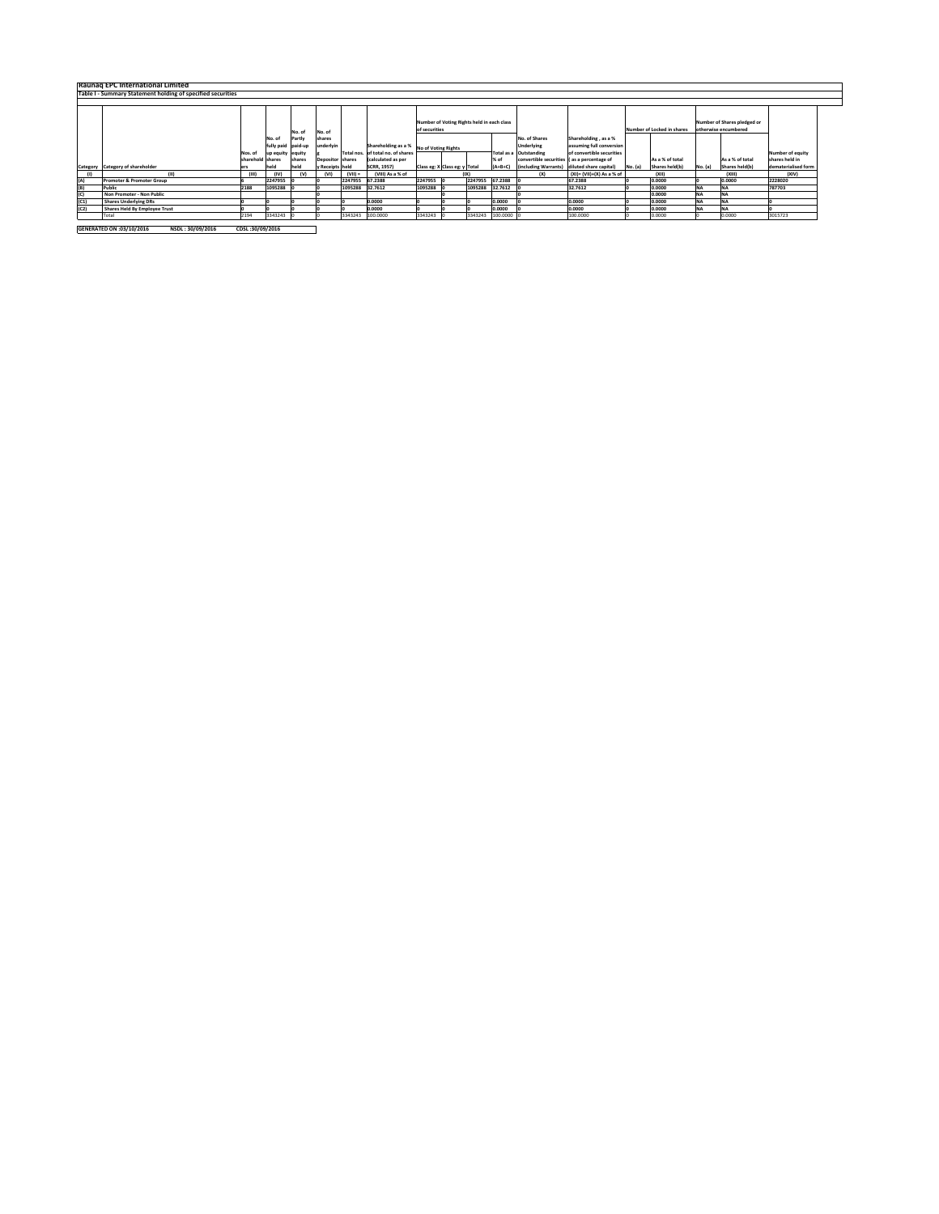# Raunaq EPC International Limited

## Table I - Summary Statement holding of specified securities

| Category | Category of shareholder | Nos. of shareholders | No. of fully paid up equity shares held | No. of Partly paid-up equity shares held | No. of shares underlying Depository Receipts | Total nos. shares held | Shareholding as a % of total no. of shares (calculated as per SCRR, 1957) | Number of Voting Rights held in each class of securities | | | | No. of Shares Underlying Outstanding convertible securities (including Warrants) | Shareholding , as a % assuming full conversion of convertible securities ( as a percentage of diluted share capital) | Number of Locked in shares | | Number of Shares pledged or otherwise encumbered | | Number of equity shares held in dematerialised form |
|---|---|---|---|---|---|---|---|---|---|---|---|---|---|---|---|---|---|---|
| | | | | | | | | No of Voting Rights | | | Total as a % of (A+B+C) | | | No. (a) | As a % of total Shares held(b) | No. (a) | As a % of total Shares held(b) | |
| | | | | | | | | Class eg: X | Class eg: y | Total | | | | | | | | |
| (I) | (II) | (III) | (IV) | (V) | (VI) | (VII) = | (VIII) As a % of | (IX) | | | | (X) | (XI)= (VII)+(X) As a % of | (XII) | | (XIII) | | (XIV) |
| (A) | Promoter & Promoter Group | 6 | 2247955 | 0 | 0 | 2247955 | 67.2388 | 2247955 | 0 | 2247955 | 67.2388 | 0 | 67.2388 | 0 | 0.0000 | 0 | 0.0000 | 2228020 |
| (B) | Public | 2188 | 1095288 | 0 | 0 | 1095288 | 32.7612 | 1095288 | 0 | 1095288 | 32.7612 | 0 | 32.7612 | 0 | 0.0000 | NA | NA | 787703 |
| (C) | Non Promoter - Non Public | | | | 0 | | | | 0 | | | 0 | | 0 | 0.0000 | NA | NA | |
| (C1) | Shares Underlying DRs | 0 | 0 | 0 | 0 | 0 | 0.0000 | 0 | 0 | 0 | 0.0000 | 0 | 0.0000 | 0 | 0.0000 | NA | NA | 0 |
| (C2) | Shares Held By Employee Trust | 0 | 0 | 0 | 0 | 0 | 0.0000 | 0 | 0 | 0 | 0.0000 | 0 | 0.0000 | 0 | 0.0000 | NA | NA | 0 |
| | Total | 2194 | 3343243 | 0 | 0 | 3343243 | 100.0000 | 3343243 | 0 | 3343243 | 100.0000 | 0 | 100.0000 | 0 | 0.0000 | 0 | 0.0000 | 3015723 |

**GENERATED ON :03/10/2016 NSDL : 30/09/2016 CDSL :30/09/2016**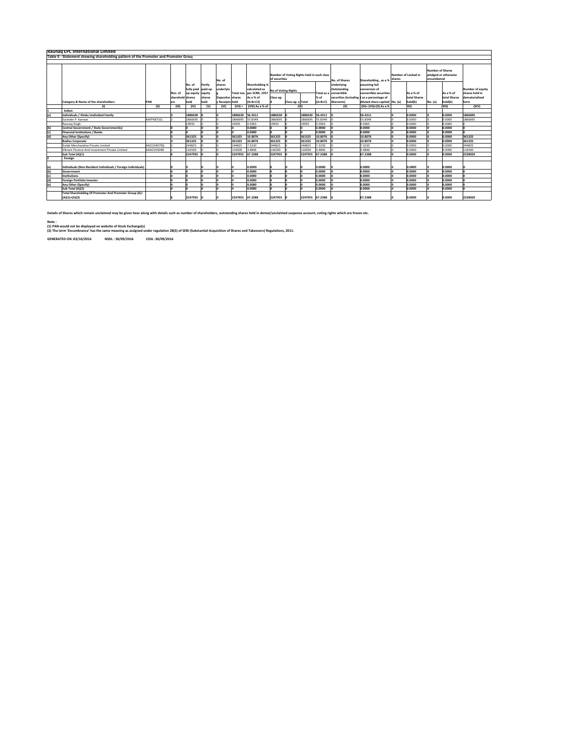# Raunaq EPC International Limited

## Table II - Statement showing shareholding pattern of the Promoter and Promoter Group

| | Category & Name of the shareholders | PAN | Nos. of shareholders | No. of fully paid up equity shares held | Partly paid-up equity shares held | No. of shares underlying Depository Receipts | Total nos. shares held | Shareholding % calculated as per SCRR, 1957 As a % of (A+B+C2) | Number of Voting Rights held in each class of securities | | | | No. of Shares Underlying Outstanding convertible securities (including Warrants) | Shareholding , as a % assuming full conversion of convertible securities ( as a percentage of diluted share capital) | Number of Locked in shares | | Number of Shares pledged or otherwise encumbered | | Number of equity shares held in dematerialised form |
|---|---|---|---|---|---|---|---|---|---|---|---|---|---|---|---|---|---|---|---|
| | | | | | | | | | No of Voting Rights | | | Total as a % of (A+B+C) | | | No. (a) | As a % of total Shares held(b) | No. (a) | As a % of total Shares held(b) | |
| | | | | | | | | | Class eg: X | Class eg: y | Total | | | | | | | | |
| | (I) | (II) | (III) | (IV) | (V) | (VI) | (VII) = | (VIII) As a % of | (IX) | | | | (X) | (XI)= (VII)+(X) As a % | (XII) | | (XIII) | | (XIV) |
| 1 | Indian | | | | | | | | | | | | | | | | | | |
| (a) | Individuals / Hindu Undivided Family | | 3 | 1886630 | 0 | 0 | 1886630 | 56.4311 | 1886630 | 0 | 1886630 | 56.4311 | 0 | 56.4311 | 0 | 0.0000 | 0 | 0.0000 | 1866695 |
| | Surinder P. Kanwar | AAFPK8732L | 2 | 1866695 | 0 | 0 | 1866695 | 55.8349 | 1866695 | 0 | 1866695 | 55.8349 | 0 | 55.8349 | 0 | 0.0000 | 0 | 0.0000 | 1866695 |
| | Raunaq Singh | | 1 | 19935 | 0 | 0 | 19935 | 0.5963 | 19935 | 0 | 19935 | 0.5963 | 0 | 0.5963 | 0 | 0.0000 | 0 | 0.0000 | 0 |
| (b) | Central Government / State Government(s) | | 0 | 0 | 0 | 0 | 0 | 0.0000 | 0 | 0 | 0 | 0.0000 | 0 | 0.0000 | 0 | 0.0000 | 0 | 0.0000 | 0 |
| (c) | Financial Institutions / Banks | | 0 | 0 | 0 | 0 | 0 | 0.0000 | 0 | 0 | 0 | 0.0000 | 0 | 0.0000 | 0 | 0.0000 | 0 | 0.0000 | 0 |
| (d) | Any Other (Specify) | | 3 | 361325 | 0 | 0 | 361325 | 10.8076 | 361325 | 0 | 361325 | 10.8076 | 0 | 10.8076 | 0 | 0.0000 | 0 | 0.0000 | 361325 |
| | Bodies Corporate | | 3 | 361325 | 0 | 0 | 361325 | 10.8076 | 361325 | 0 | 361325 | 10.8076 | 0 | 10.8076 | 0 | 0.0000 | 0 | 0.0000 | 361325 |
| | Gulab Merchandise Private Limited | AACCG4079Q | 2 | 244825 | 0 | 0 | 244825 | 7.3230 | 244825 | 0 | 244825 | 7.3230 | 0 | 7.3230 | 0 | 0.0000 | 0 | 0.0000 | 244825 |
| | Vibrant Finance And Investment Private Limited | AAACV0104B | 1 | 116500 | 0 | 0 | 116500 | 3.4846 | 116500 | 0 | 116500 | 3.4846 | 0 | 3.4846 | 0 | 0.0000 | 0 | 0.0000 | 116500 |
| | Sub Total (A)(1) | | 6 | 2247955 | 0 | 0 | 2247955 | 67.2388 | 2247955 | 0 | 2247955 | 67.2388 | 0 | 67.2388 | 0 | 0.0000 | 0 | 0.0000 | 2228020 |
| 2 | Foreign | | | | | | | | | | | | | | | | | | |
| (a) | Individuals (Non-Resident Individuals / Foreign Individuals) | | 0 | 0 | 0 | 0 | 0 | 0.0000 | 0 | 0 | 0 | 0.0000 | 0 | 0.0000 | 0 | 0.0000 | 0 | 0.0000 | 0 |
| (b) | Government | | 0 | 0 | 0 | 0 | 0 | 0.0000 | 0 | 0 | 0 | 0.0000 | 0 | 0.0000 | 0 | 0.0000 | 0 | 0.0000 | 0 |
| (c) | Institutions | | 0 | 0 | 0 | 0 | 0 | 0.0000 | 0 | 0 | 0 | 0.0000 | 0 | 0.0000 | 0 | 0.0000 | 0 | 0.0000 | 0 |
| (d) | Foreign Portfolio Investor | | 0 | 0 | 0 | 0 | 0 | 0.0000 | 0 | 0 | 0 | 0.0000 | 0 | 0.0000 | 0 | 0.0000 | 0 | 0.0000 | 0 |
| (e) | Any Other (Specify) | | 0 | 0 | 0 | 0 | 0 | 0.0000 | 0 | 0 | 0 | 0.0000 | 0 | 0.0000 | 0 | 0.0000 | 0 | 0.0000 | 0 |
| | Sub Total (A)(2) | | 0 | 0 | 0 | 0 | 0 | 0.0000 | 0 | 0 | 0 | 0.0000 | 0 | 0.0000 | 0 | 0.0000 | 0 | 0.0000 | 0 |
| | Total Shareholding Of Promoter And Promoter Group (A)= (A)(1)+(A)(2) | | 6 | 2247955 | 0 | 0 | 2247955 | 67.2388 | 2247955 | 0 | 2247955 | 67.2388 | 0 | 67.2388 | 0 | 0.0000 | 0 | 0.0000 | 2228020 |

**Details of Shares which remain unclaimed may be given hear along with details such as number of shareholders, outstanding shares held in demat/unclaimed suspense account, voting rights which are frozen etc.**

**Note :**

**(1) PAN would not be displayed on website of Stock Exchange(s)**

**(2) The term 'Encumbrance' has the same meaning as assigned under regulation 28(3) of SEBI (Substantial Acquisition of Shares and Takeovers) Regulations, 2011.**

**GENERATED ON :03/10/2016 NSDL : 30/09/2016 CDSL :30/09/2016**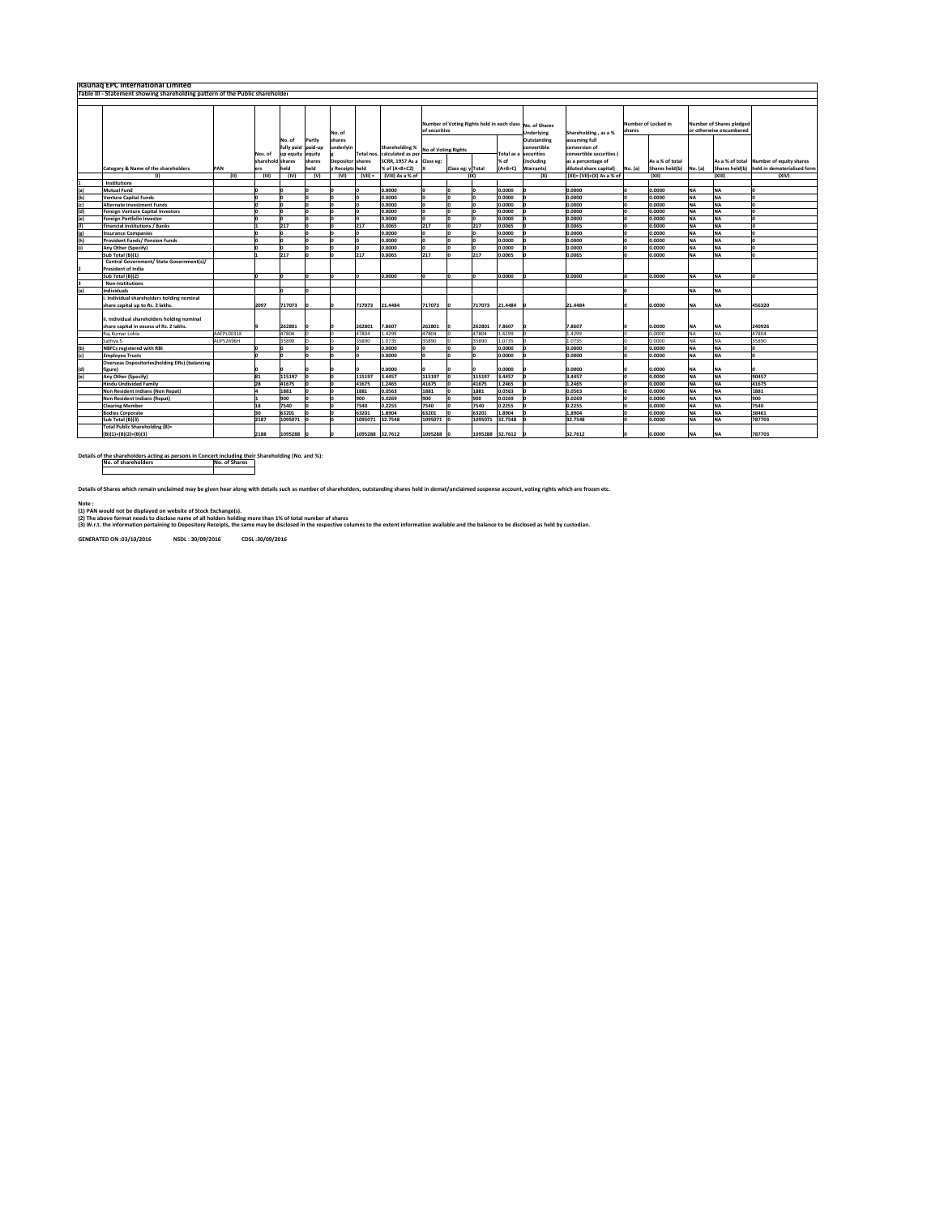# Raunaq EPC International Limited

## Table III - Statement showing shareholding pattern of the Public shareholder

| | Category & Name of the shareholders | PAN | Nos. of shareholders | No. of fully paid up equity shares held | Partly paid-up equity shares held | No. of shares underlying Depository Receipts | Total nos. shares held | Shareholding % calculated as per SCRR, 1957 As a % of (A+B+C2) | Number of Voting Rights held in each class of securities | | | | No. of Shares Underlying Outstanding convertible securities (including Warrants) | Shareholding , as a % assuming full conversion of convertible securities ( as a percentage of diluted share capital) | Number of Locked in shares | | Number of Shares pledged or otherwise encumbered | | Number of equity shares held in dematerialised form |
|---|---|---|---|---|---|---|---|---|---|---|---|---|---|---|---|---|---|---|---|
| | | | | | | | | | No of Voting Rights | | | Total as a % of (A+B+C) | | | No. (a) | As a % of total Shares held(b) | No. (a) | As a % of total Shares held(b) | |
| | | | | | | | | | Class eg: X | Class eg: y | Total | | | | | | | | |
| | (I) | (II) | (III) | (IV) | (V) | (VI) | (VII) = | (VIII) As a % of | | | (IX) | | (X) | (XI)= (VII)+(X) As a % of | | (XII) | | (XIII) | (XIV) |
| 1 | Institutions | | | | | | | | | | | | | | | | | | |
| (a) | Mutual Fund | | 0 | 0 | 0 | 0 | 0 | 0.0000 | 0 | 0 | 0 | 0.0000 | 0 | 0.0000 | 0 | 0.0000 | NA | NA | 0 |
| (b) | Venture Capital Funds | | 0 | 0 | 0 | 0 | 0 | 0.0000 | 0 | 0 | 0 | 0.0000 | 0 | 0.0000 | 0 | 0.0000 | NA | NA | 0 |
| (c) | Alternate Investment Funds | | 0 | 0 | 0 | 0 | 0 | 0.0000 | 0 | 0 | 0 | 0.0000 | 0 | 0.0000 | 0 | 0.0000 | NA | NA | 0 |
| (d) | Foreign Venture Capital Investors | | 0 | 0 | 0 | 0 | 0 | 0.0000 | 0 | 0 | 0 | 0.0000 | 0 | 0.0000 | 0 | 0.0000 | NA | NA | 0 |
| (e) | Foreign Portfolio Investor | | 0 | 0 | 0 | 0 | 0 | 0.0000 | 0 | 0 | 0 | 0.0000 | 0 | 0.0000 | 0 | 0.0000 | NA | NA | 0 |
| (f) | Financial Institutions / Banks | | 1 | 217 | 0 | 0 | 217 | 0.0065 | 217 | 0 | 217 | 0.0065 | 0 | 0.0065 | 0 | 0.0000 | NA | NA | 0 |
| (g) | Insurance Companies | | 0 | 0 | 0 | 0 | 0 | 0.0000 | 0 | 0 | 0 | 0.0000 | 0 | 0.0000 | 0 | 0.0000 | NA | NA | 0 |
| (h) | Provident Funds/ Pension Funds | | 0 | 0 | 0 | 0 | 0 | 0.0000 | 0 | 0 | 0 | 0.0000 | 0 | 0.0000 | 0 | 0.0000 | NA | NA | 0 |
| (i) | Any Other (Specify) | | 0 | 0 | 0 | 0 | 0 | 0.0000 | 0 | 0 | 0 | 0.0000 | 0 | 0.0000 | 0 | 0.0000 | NA | NA | 0 |
| | Sub Total (B)(1) | | 1 | 217 | 0 | 0 | 217 | 0.0065 | 217 | 0 | 217 | 0.0065 | 0 | 0.0065 | 0 | 0.0000 | NA | NA | 0 |
| 2 | Central Government/ State Government(s)/ President of India | | | | | | | | | | | | | | | | | | |
| | Sub Total (B)(2) | | 0 | 0 | 0 | 0 | 0 | 0.0000 | 0 | 0 | 0 | 0.0000 | 0 | 0.0000 | 0 | 0.0000 | NA | NA | 0 |
| 3 | Non-Institutions | | | | | | | | | | | | | | | | | | |
| (a) | Individuals | | | 0 | 0 | | | | | | | | | | 0 | | NA | NA | |
| | i. Individual shareholders holding nominal share capital up to Rs. 2 lakhs. | | 2097 | 717073 | 0 | 0 | 717073 | 21.4484 | 717073 | 0 | 717073 | 21.4484 | 0 | 21.4484 | 0 | 0.0000 | NA | NA | 456320 |
| | ii. Individual shareholders holding nominal share capital in excess of Rs. 2 lakhs. | | 9 | 262801 | 0 | 0 | 262801 | 7.8607 | 262801 | 0 | 262801 | 7.8607 | 0 | 7.8607 | 0 | 0.0000 | NA | NA | 240926 |
| | Raj Kumar Lohia | AAFPL0031K | | 47804 | 0 | 0 | 47804 | 1.4299 | 47804 | 0 | 47804 | 1.4299 | 0 | 1.4299 | 0 | 0.0000 | NA | NA | 47804 |
| | Sathya S | AIIPS2696H | | 35890 | 0 | 0 | 35890 | 1.0735 | 35890 | 0 | 35890 | 1.0735 | 0 | 1.0735 | 0 | 0.0000 | NA | NA | 35890 |
| (b) | NBFCs registered with RBI | | 0 | 0 | 0 | 0 | 0 | 0.0000 | 0 | 0 | 0 | 0.0000 | 0 | 0.0000 | 0 | 0.0000 | NA | NA | 0 |
| (c) | Employee Trusts | | 0 | 0 | 0 | 0 | 0 | 0.0000 | 0 | 0 | 0 | 0.0000 | 0 | 0.0000 | 0 | 0.0000 | NA | NA | 0 |
| (d) | Overseas Depositories(holding DRs) (balancing figure) | | 0 | 0 | 0 | 0 | 0 | 0.0000 | 0 | 0 | 0 | 0.0000 | 0 | 0.0000 | 0 | 0.0000 | NA | NA | 0 |
| (e) | Any Other (Specify) | | 81 | 115197 | 0 | 0 | 115197 | 3.4457 | 115197 | 0 | 115197 | 3.4457 | 0 | 3.4457 | 0 | 0.0000 | NA | NA | 90457 |
| | Hindu Undivided Family | | 28 | 41675 | 0 | 0 | 41675 | 1.2465 | 41675 | 0 | 41675 | 1.2465 | 0 | 1.2465 | 0 | 0.0000 | NA | NA | 41675 |
| | Non Resident Indians (Non Repat) | | 4 | 1881 | 0 | 0 | 1881 | 0.0563 | 1881 | 0 | 1881 | 0.0563 | 0 | 0.0563 | 0 | 0.0000 | NA | NA | 1881 |
| | Non Resident Indians (Repat) | | 1 | 900 | 0 | 0 | 900 | 0.0269 | 900 | 0 | 900 | 0.0269 | 0 | 0.0269 | 0 | 0.0000 | NA | NA | 900 |
| | Clearing Member | | 18 | 7540 | 0 | 0 | 7540 | 0.2255 | 7540 | 0 | 7540 | 0.2255 | 0 | 0.2255 | 0 | 0.0000 | NA | NA | 7540 |
| | Bodies Corporate | | 30 | 63201 | 0 | 0 | 63201 | 1.8904 | 63201 | 0 | 63201 | 1.8904 | 0 | 1.8904 | 0 | 0.0000 | NA | NA | 38461 |
| | Sub Total (B)(3) | | 2187 | 1095071 | 0 | 0 | 1095071 | 32.7548 | 1095071 | 0 | 1095071 | 32.7548 | 0 | 32.7548 | 0 | 0.0000 | NA | NA | 787703 |
| | Total Public Shareholding (B)= (B)(1)+(B)(2)+(B)(3) | | 2188 | 1095288 | 0 | 0 | 1095288 | 32.7612 | 1095288 | 0 | 1095288 | 32.7612 | 0 | 32.7612 | 0 | 0.0000 | NA | NA | 787703 |

Details of the shareholders acting as persons in Concert including their Shareholding (No. and %):

| No. of shareholders | No. of Shares |
|---|---|
| | |

Details of Shares which remain unclaimed may be given hear along with details such as number of shareholders, outstanding shares held in demat/unclaimed suspense account, voting rights which are frozen etc.

Note :
(1) PAN would not be displayed on website of Stock Exchange(s).
(2) The above format needs to disclose name of all holders holding more than 1% of total number of shares
(3) W.r.t. the information pertaining to Depository Receipts, the same may be disclosed in the respective columns to the extent information available and the balance to be disclosed as held by custodian.

GENERATED ON :03/10/2016 NSDL : 30/09/2016 CDSL :30/09/2016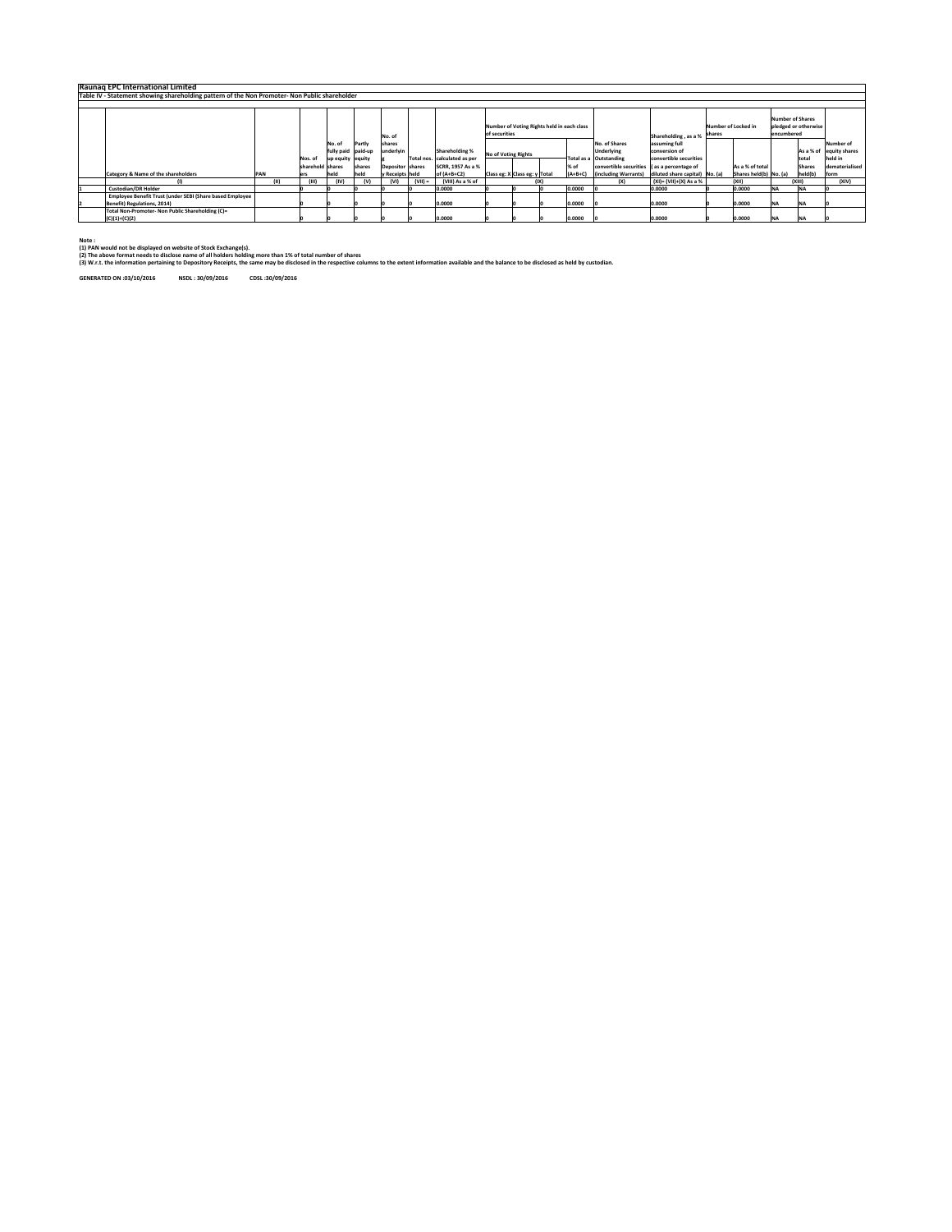# Raunaq EPC International Limited

## Table IV - Statement showing shareholding pattern of the Non Promoter- Non Public shareholder

| | Category & Name of the shareholders | PAN | Nos. of shareholders | No. of fully paid up equity shares held | Partly paid-up equity shares held | No. of shares underlying Depository Receipts | Total nos. shares held | Shareholding % calculated as per SCRR, 1957 As a % of (A+B+C2) | Number of Voting Rights held in each class of securities | | | | No. of Shares Underlying Outstanding convertible securities (including Warrants) | Shareholding , as a % assuming full conversion of convertible securities ( as a percentage of diluted share capital) | Number of Locked in shares | | Number of Shares pledged or otherwise encumbered | | Number of equity shares held in dematerialised form |
|---|---|---|---|---|---|---|---|---|---|---|---|---|---|---|---|---|---|---|---|
| | | | | | | | | | No of Voting Rights | | | Total as a % of (A+B+C) | | | No. (a) | As a % of total Shares held(b) | No. (a) | As a % of total Shares held(b) | |
| | | | | | | | | | Class eg: X | Class eg: y | Total | | | | | | | | |
| | (I) | (II) | (III) | (IV) | (V) | (VI) | (VII) = | (VIII) As a % of | (IX) | | | | (X) | (XI)= (VII)+(X) As a % | (XII) | | (XIII) | | (XIV) |
| 1 | Custodian/DR Holder | | 0 | 0 | 0 | 0 | 0 | 0.0000 | 0 | 0 | 0 | 0.0000 | 0 | 0.0000 | 0 | 0.0000 | NA | NA | 0 |
| 2 | Employee Benefit Trust (under SEBI (Share based Employee Benefit) Regulations, 2014) | | 0 | 0 | 0 | 0 | 0 | 0.0000 | 0 | 0 | 0 | 0.0000 | 0 | 0.0000 | 0 | 0.0000 | NA | NA | 0 |
| | Total Non-Promoter- Non Public Shareholding (C)= (C)(1)+(C)(2) | | 0 | 0 | 0 | 0 | 0 | 0.0000 | 0 | 0 | 0 | 0.0000 | 0 | 0.0000 | 0 | 0.0000 | NA | NA | 0 |

**Note :**

**(1) PAN would not be displayed on website of Stock Exchange(s).**

**(2) The above format needs to disclose name of all holders holding more than 1% of total number of shares**

**(3) W.r.t. the information pertaining to Depository Receipts, the same may be disclosed in the respective columns to the extent information available and the balance to be disclosed as held by custodian.**

**GENERATED ON :03/10/2016 NSDL : 30/09/2016 CDSL :30/09/2016**